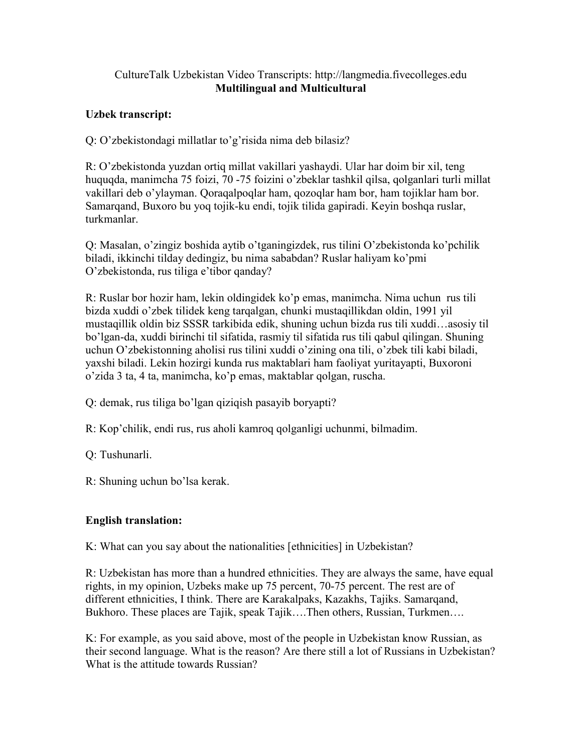CultureTalk Uzbekistan Video Transcripts: http://langmedia.fivecolleges.edu

**Multilingual and Multicultural**

**Uzbek transcript:**

Q: O'zbekistondagi millatlar to'g'risida nima deb bilasiz?

R: O'zbekistonda yuzdan ortiq millat vakillari yashaydi. Ular har doim bir xil, teng huquqda, manimcha 75 foizi, 70 -75 foizini o'zbeklar tashkil qilsa, qolganlari turli millat vakillari deb o'ylayman. Qoraqalpoqlar ham, qozoqlar ham bor, ham tojiklar ham bor. Samarqand, Buxoro bu yoq tojik-ku endi, tojik tilida gapiradi. Keyin boshqa ruslar, turkmanlar.

Q: Masalan, o'zingiz boshida aytib o'tganingizdek, rus tilini O'zbekistonda ko'pchilik biladi, ikkinchi tilday dedingiz, bu nima sababdan? Ruslar haliyam ko'pmi O'zbekistonda, rus tiliga e'tibor qanday?

R: Ruslar bor hozir ham, lekin oldingidek ko'p emas, manimcha. Nima uchun rus tili bizda xuddi o'zbek tilidek keng tarqalgan, chunki mustaqillikdan oldin, 1991 yil mustaqillik oldin biz SSSR tarkibida edik, shuning uchun bizda rus tili xuddi…asosiy til bo'lgan-da, xuddi birinchi til sifatida, rasmiy til sifatida rus tili qabul qilingan. Shuning uchun O'zbekistonning aholisi rus tilini xuddi o'zining ona tili, o'zbek tili kabi biladi, yaxshi biladi. Lekin hozirgi kunda rus maktablari ham faoliyat yuritayapti, Buxoroni o'zida 3 ta, 4 ta, manimcha, ko'p emas, maktablar qolgan, ruscha.

Q: demak, rus tiliga bo'lgan qiziqish pasayib boryapti?

R: Kop'chilik, endi rus, rus aholi kamroq qolganligi uchunmi, bilmadim.

Q: Tushunarli.

R: Shuning uchun bo'lsa kerak.

**English translation:**

K: What can you say about the nationalities [ethnicities] in Uzbekistan?

R: Uzbekistan has more than a hundred ethnicities. They are always the same, have equal rights, in my opinion, Uzbeks make up 75 percent, 70-75 percent. The rest are of different ethnicities, I think. There are Karakalpaks, Kazakhs, Tajiks. Samarqand, Bukhoro. These places are Tajik, speak Tajik….Then others, Russian, Turkmen….

K: For example, as you said above, most of the people in Uzbekistan know Russian, as their second language. What is the reason? Are there still a lot of Russians in Uzbekistan? What is the attitude towards Russian?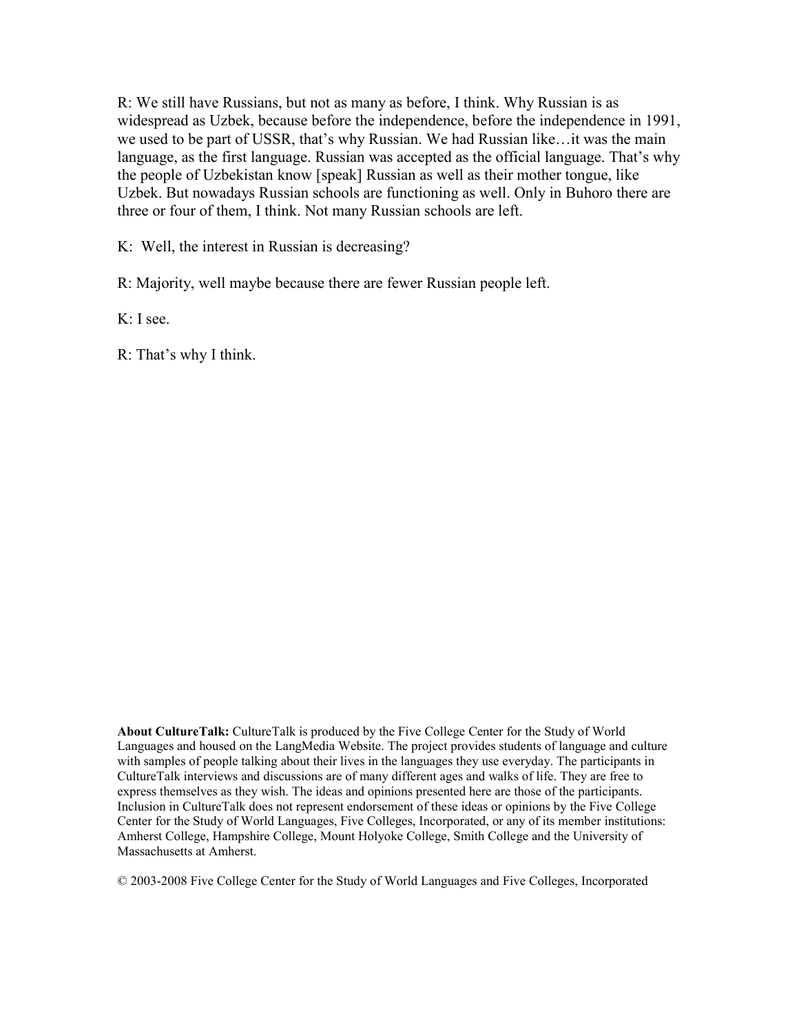R: We still have Russians, but not as many as before, I think. Why Russian is as widespread as Uzbek, because before the independence, before the independence in 1991, we used to be part of USSR, that's why Russian. We had Russian like…it was the main language, as the first language. Russian was accepted as the official language. That's why the people of Uzbekistan know [speak] Russian as well as their mother tongue, like Uzbek. But nowadays Russian schools are functioning as well. Only in Buhoro there are three or four of them, I think. Not many Russian schools are left.

K: Well, the interest in Russian is decreasing?

R: Majority, well maybe because there are fewer Russian people left.

K: I see.

R: That's why I think.

**About CultureTalk:** CultureTalk is produced by the Five College Center for the Study of World Languages and housed on the LangMedia Website. The project provides students of language and culture with samples of people talking about their lives in the languages they use everyday. The participants in CultureTalk interviews and discussions are of many different ages and walks of life. They are free to express themselves as they wish. The ideas and opinions presented here are those of the participants. Inclusion in CultureTalk does not represent endorsement of these ideas or opinions by the Five College Center for the Study of World Languages, Five Colleges, Incorporated, or any of its member institutions: Amherst College, Hampshire College, Mount Holyoke College, Smith College and the University of Massachusetts at Amherst.

© 2003-2008 Five College Center for the Study of World Languages and Five Colleges, Incorporated